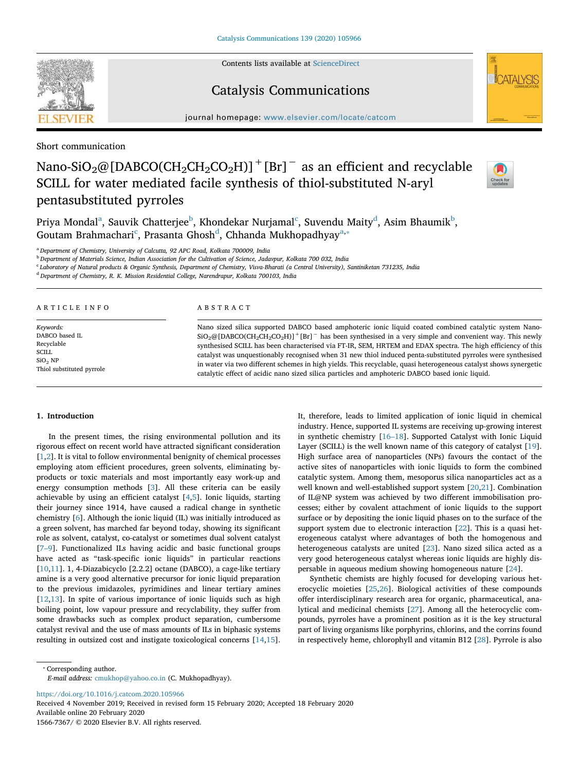Short communication

# Nano-$SiO_2$@$[DABCO(CH_2CH_2CO_2H)]^+[Br]^-$ as an efficient and recyclable SCILL for water mediated facile synthesis of thiol-substituted N-aryl pentasubstituted pyrroles

Priya Mondal[a], Sauvik Chatterjee[b], Khondekar Nurjamal[c], Suvendu Maity[d], Asim Bhaumik[b], Goutam Brahmachari[c], Prasanta Ghosh[d], Chhanda Mukhopadhyay[a,*]

[a] Department of Chemistry, University of Calcutta, 92 APC Road, Kolkata 700009, India
[b] Department of Materials Science, Indian Association for the Cultivation of Science, Jadavpur, Kolkata 700 032, India
[c] Laboratory of Natural products & Organic Synthesis, Department of Chemistry, Visva-Bharati (a Central University), Santiniketan 731235, India
[d] Department of Chemistry, R. K. Mission Residential College, Narendrapur, Kolkata 700103, India

## ARTICLE INFO

*Keywords:*
DABCO based IL
Recyclable
SCILL
$SiO_2$ NP
Thiol substituted pyrrole

## ABSTRACT

Nano sized silica supported DABCO based amphoteric ionic liquid coated combined catalytic system Nano-$SiO_2$@$[DABCO(CH_2CH_2CO_2H)]^+[Br]^-$ has been synthesised in a very simple and convenient way. This newly synthesised SCILL has been characterised via FT-IR, SEM, HRTEM and EDAX spectra. The high efficiency of this catalyst was unquestionably recognised when 31 new thiol induced penta-substituted pyrroles were synthesised in water via two different schemes in high yields. This recyclable, quasi heterogeneous catalyst shows synergetic catalytic effect of acidic nano sized silica particles and amphoteric DABCO based ionic liquid.

## 1. Introduction

In the present times, the rising environmental pollution and its rigorous effect on recent world have attracted significant consideration [1,2]. It is vital to follow environmental benignity of chemical processes employing atom efficient procedures, green solvents, eliminating by-products or toxic materials and most importantly easy work-up and energy consumption methods [3]. All these criteria can be easily achievable by using an efficient catalyst [4,5]. Ionic liquids, starting their journey since 1914, have caused a radical change in synthetic chemistry [6]. Although the ionic liquid (IL) was initially introduced as a green solvent, has marched far beyond today, showing its significant role as solvent, catalyst, co-catalyst or sometimes dual solvent catalyst [7–9]. Functionalized ILs having acidic and basic functional groups have acted as "task-specific ionic liquids" in particular reactions [10,11]. 1, 4-Diazabicyclo [2.2.2] octane (DABCO), a cage-like tertiary amine is a very good alternative precursor for ionic liquid preparation to the previous imidazoles, pyrimidines and linear tertiary amines [12,13]. In spite of various importance of ionic liquids such as high boiling point, low vapour pressure and recyclability, they suffer from some drawbacks such as complex product separation, cumbersome catalyst revival and the use of mass amounts of ILs in biphasic systems resulting in outsized cost and instigate toxicological concerns [14,15]. It, therefore, leads to limited application of ionic liquid in chemical industry. Hence, supported IL systems are receiving up-growing interest in synthetic chemistry [16–18]. Supported Catalyst with Ionic Liquid Layer (SCILL) is the well known name of this category of catalyst [19]. High surface area of nanoparticles (NPs) favours the contact of the active sites of nanoparticles with ionic liquids to form the combined catalytic system. Among them, mesoporous silica nanoparticles act as a well known and well-established support system [20,21]. Combination of IL@NP system was achieved by two different immobilisation processes; either by covalent attachment of ionic liquids to the support surface or by depositing the ionic liquid phases on to the surface of the support system due to electronic interaction [22]. This is a quasi heterogeneous catalyst where advantages of both the homogenous and heterogeneous catalysts are united [23]. Nano sized silica acted as a very good heterogeneous catalyst whereas ionic liquids are highly dispersable in aqueous medium showing homogeneous nature [24].

Synthetic chemists are highly focused for developing various heterocyclic moieties [25,26]. Biological activities of these compounds offer interdisciplinary research area for organic, pharmaceutical, analytical and medicinal chemists [27]. Among all the heterocyclic compounds, pyrroles have a prominent position as it is the key structural part of living organisms like porphyrins, chlorins, and the corrins found in respectively heme, chlorophyll and vitamin B12 [28]. Pyrrole is also

* Corresponding author.
*E-mail address:* cmukhop@yahoo.co.in (C. Mukhopadhyay).

https://doi.org/10.1016/j.catcom.2020.105966
Received 4 November 2019; Received in revised form 15 February 2020; Accepted 18 February 2020
Available online 20 February 2020
1566-7367/ © 2020 Elsevier B.V. All rights reserved.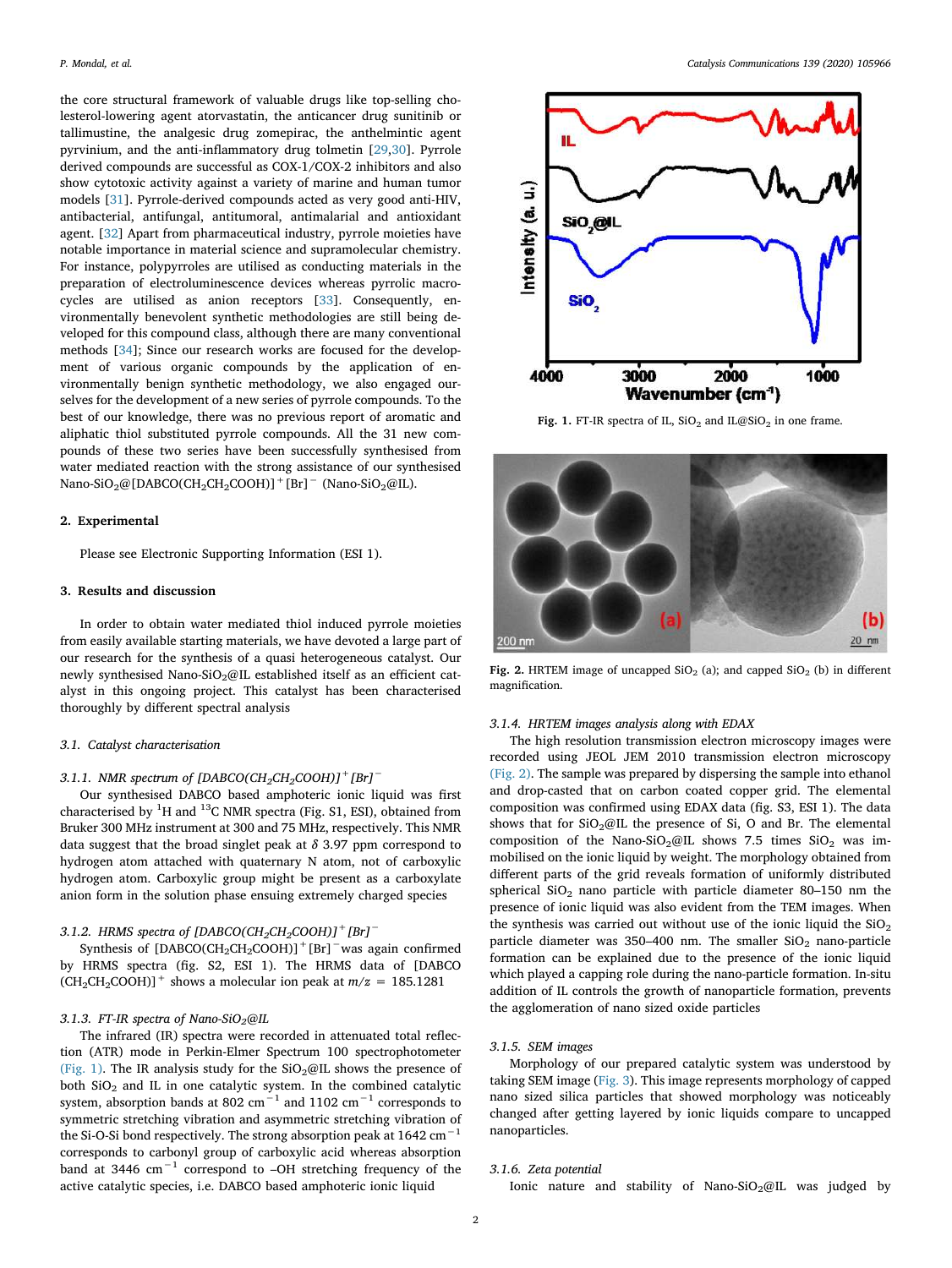the core structural framework of valuable drugs like top-selling cholesterol-lowering agent atorvastatin, the anticancer drug sunitinib or tallimustine, the analgesic drug zomepirac, the anthelmintic agent pyrvinium, and the anti-inflammatory drug tolmetin [29,30]. Pyrrole derived compounds are successful as COX-1/COX-2 inhibitors and also show cytotoxic activity against a variety of marine and human tumor models [31]. Pyrrole-derived compounds acted as very good anti-HIV, antibacterial, antifungal, antitumoral, antimalarial and antioxidant agent. [32] Apart from pharmaceutical industry, pyrrole moieties have notable importance in material science and supramolecular chemistry. For instance, polypyrroles are utilised as conducting materials in the preparation of electroluminescence devices whereas pyrrolic macrocycles are utilised as anion receptors [33]. Consequently, environmentally benevolent synthetic methodologies are still being developed for this compound class, although there are many conventional methods [34]; Since our research works are focused for the development of various organic compounds by the application of environmentally benign synthetic methodology, we also engaged ourselves for the development of a new series of pyrrole compounds. To the best of our knowledge, there was no previous report of aromatic and aliphatic thiol substituted pyrrole compounds. All the 31 new compounds of these two series have been successfully synthesised from water mediated reaction with the strong assistance of our synthesised Nano-$SiO_2$@$[DABCO(CH_2CH_2COOH)]^+[Br]^-$ (Nano-$SiO_2$@IL).

## 2. Experimental

Please see Electronic Supporting Information (ESI 1).

## 3. Results and discussion

In order to obtain water mediated thiol induced pyrrole moieties from easily available starting materials, we have devoted a large part of our research for the synthesis of a quasi heterogeneous catalyst. Our newly synthesised Nano-$SiO_2$@IL established itself as an efficient catalyst in this ongoing project. This catalyst has been characterised thoroughly by different spectral analysis

### 3.1. Catalyst characterisation

#### 3.1.1. NMR spectrum of $[DABCO(CH_2CH_2COOH)]^+[Br]^-$

Our synthesised DABCO based amphoteric ionic liquid was first characterised by $^1H$ and $^{13}C$ NMR spectra (Fig. S1, ESI), obtained from Bruker 300 MHz instrument at 300 and 75 MHz, respectively. This NMR data suggest that the broad singlet peak at $\delta$ 3.97 ppm correspond to hydrogen atom attached with quaternary N atom, not of carboxylic hydrogen atom. Carboxylic group might be present as a carboxylate anion form in the solution phase ensuing extremely charged species

#### 3.1.2. HRMS spectra of $[DABCO(CH_2CH_2COOH)]^+[Br]^-$

Synthesis of $[DABCO(CH_2CH_2COOH)]^+[Br]^-$ was again confirmed by HRMS spectra (fig. S2, ESI 1). The HRMS data of $[DABCO(CH_2CH_2COOH)]^+$ shows a molecular ion peak at $m/z = 185.1281$

#### 3.1.3. FT-IR spectra of Nano-$SiO_2$@IL

The infrared (IR) spectra were recorded in attenuated total reflection (ATR) mode in Perkin-Elmer Spectrum 100 spectrophotometer (Fig. 1). The IR analysis study for the $SiO_2$@IL shows the presence of both $SiO_2$ and IL in one catalytic system. In the combined catalytic system, absorption bands at 802 $cm^{-1}$ and 1102 $cm^{-1}$ corresponds to symmetric stretching vibration and asymmetric stretching vibration of the Si-O-Si bond respectively. The strong absorption peak at 1642 $cm^{-1}$ corresponds to carbonyl group of carboxylic acid whereas absorption band at 3446 $cm^{-1}$ correspond to –OH stretching frequency of the active catalytic species, i.e. DABCO based amphoteric ionic liquid

Fig. 1. FT-IR spectra of IL, $SiO_2$ and IL@$SiO_2$ in one frame.

Fig. 2. HRTEM image of uncapped $SiO_2$ (a); and capped $SiO_2$ (b) in different magnification.

#### 3.1.4. HRTEM images analysis along with EDAX

The high resolution transmission electron microscopy images were recorded using JEOL JEM 2010 transmission electron microscopy (Fig. 2). The sample was prepared by dispersing the sample into ethanol and drop-casted that on carbon coated copper grid. The elemental composition was confirmed using EDAX data (fig. S3, ESI 1). The data shows that for $SiO_2$@IL the presence of Si, O and Br. The elemental composition of the Nano-$SiO_2$@IL shows 7.5 times $SiO_2$ was immobilised on the ionic liquid by weight. The morphology obtained from different parts of the grid reveals formation of uniformly distributed spherical $SiO_2$ nano particle with particle diameter 80–150 nm the presence of ionic liquid was also evident from the TEM images. When the synthesis was carried out without use of the ionic liquid the $SiO_2$ particle diameter was 350–400 nm. The smaller $SiO_2$ nano-particle formation can be explained due to the presence of the ionic liquid which played a capping role during the nano-particle formation. In-situ addition of IL controls the growth of nanoparticle formation, prevents the agglomeration of nano sized oxide particles

#### 3.1.5. SEM images

Morphology of our prepared catalytic system was understood by taking SEM image (Fig. 3). This image represents morphology of capped nano sized silica particles that showed morphology was noticeably changed after getting layered by ionic liquids compare to uncapped nanoparticles.

#### 3.1.6. Zeta potential

Ionic nature and stability of Nano-$SiO_2$@IL was judged by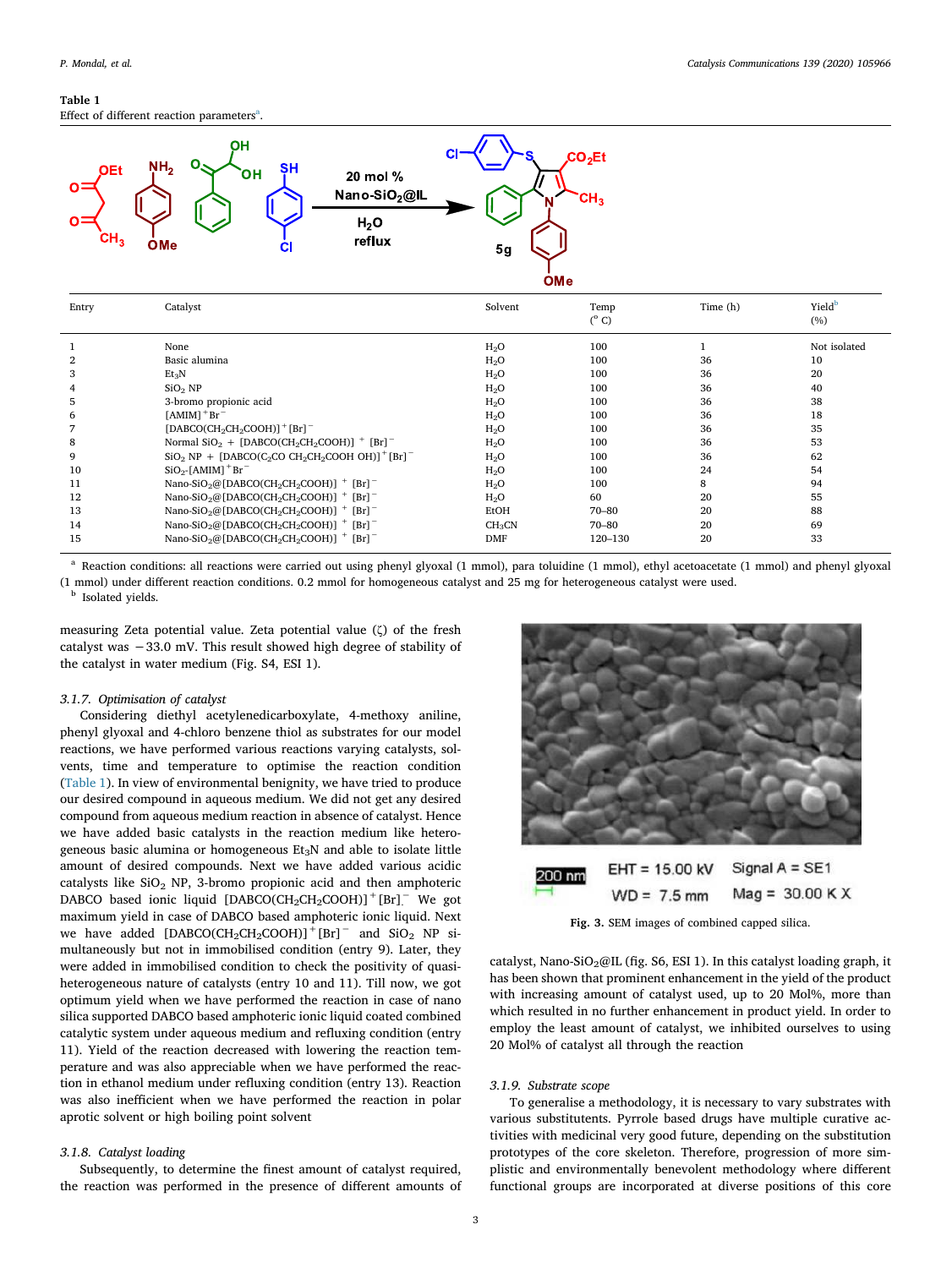**Table 1**
Effect of different reaction parameters[a].

| Entry | Catalyst | Solvent | Temp (° C) | Time (h) | Yield[b] (%) |
|---|---|---|---|---|---|
| 1 | None | $H_2O$ | 100 | 1 | Not isolated |
| 2 | Basic alumina | $H_2O$ | 100 | 36 | 10 |
| 3 | $Et_3N$ | $H_2O$ | 100 | 36 | 20 |
| 4 | $SiO_2$ NP | $H_2O$ | 100 | 36 | 40 |
| 5 | 3-bromo propionic acid | $H_2O$ | 100 | 36 | 38 |
| 6 | $[AMIM]^+Br^-$ | $H_2O$ | 100 | 36 | 18 |
| 7 | $[DABCO(CH_2CH_2COOH)]^+[Br]^-$ | $H_2O$ | 100 | 36 | 35 |
| 8 | Normal $SiO_2$ + $[DABCO(CH_2CH_2COOH)]^+ [Br]^-$ | $H_2O$ | 100 | 36 | 53 |
| 9 | $SiO_2$ NP + $[DABCO(C_2CO\ CH_2CH_2COOH\ OH)]^+[Br]^-$ | $H_2O$ | 100 | 36 | 62 |
| 10 | $SiO_2$-$[AMIM]^+Br^-$ | $H_2O$ | 100 | 24 | 54 |
| 11 | Nano-$SiO_2$@$[DABCO(CH_2CH_2COOH)]^+ [Br]^-$ | $H_2O$ | 100 | 8 | 94 |
| 12 | Nano-$SiO_2$@$[DABCO(CH_2CH_2COOH)]^+ [Br]^-$ | $H_2O$ | 60 | 20 | 55 |
| 13 | Nano-$SiO_2$@$[DABCO(CH_2CH_2COOH)]^+ [Br]^-$ | EtOH | 70–80 | 20 | 88 |
| 14 | Nano-$SiO_2$@$[DABCO(CH_2CH_2COOH)]^+ [Br]^-$ | $CH_3CN$ | 70–80 | 20 | 69 |
| 15 | Nano-$SiO_2$@$[DABCO(CH_2CH_2COOH)]^+ [Br]^-$ | DMF | 120–130 | 20 | 33 |

[a] Reaction conditions: all reactions were carried out using phenyl glyoxal (1 mmol), para toluidine (1 mmol), ethyl acetoacetate (1 mmol) and phenyl glyoxal (1 mmol) under different reaction conditions. 0.2 mmol for homogeneous catalyst and 25 mg for heterogeneous catalyst were used.
[b] Isolated yields.

measuring Zeta potential value. Zeta potential value (ζ) of the fresh catalyst was −33.0 mV. This result showed high degree of stability of the catalyst in water medium (Fig. S4, ESI 1).

### 3.1.7. Optimisation of catalyst

Considering diethyl acetylenedicarboxylate, 4-methoxy aniline, phenyl glyoxal and 4-chloro benzene thiol as substrates for our model reactions, we have performed various reactions varying catalysts, solvents, time and temperature to optimise the reaction condition (Table 1). In view of environmental benignity, we have tried to produce our desired compound in aqueous medium. We did not get any desired compound from aqueous medium reaction in absence of catalyst. Hence we have added basic catalysts in the reaction medium like heterogeneous basic alumina or homogeneous $Et_3N$ and able to isolate little amount of desired compounds. Next we have added various acidic catalysts like $SiO_2$ NP, 3-bromo propionic acid and then amphoteric DABCO based ionic liquid $[DABCO(CH_2CH_2COOH)]^+[Br]^-$. We got maximum yield in case of DABCO based amphoteric ionic liquid. Next we have added $[DABCO(CH_2CH_2COOH)]^+[Br]^-$ and $SiO_2$ NP simultaneously but not in immobilised condition (entry 9). Later, they were added in immobilised condition to check the positivity of quasi-heterogeneous nature of catalysts (entry 10 and 11). Till now, we got optimum yield when we have performed the reaction in case of nano silica supported DABCO based amphoteric ionic liquid coated combined catalytic system under aqueous medium and refluxing condition (entry 11). Yield of the reaction decreased with lowering the reaction temperature and was also appreciable when we have performed the reaction in ethanol medium under refluxing condition (entry 13). Reaction was also inefficient when we have performed the reaction in polar aprotic solvent or high boiling point solvent

### 3.1.8. Catalyst loading

Subsequently, to determine the finest amount of catalyst required, the reaction was performed in the presence of different amounts of catalyst, Nano-$SiO_2$@IL (fig. S6, ESI 1). In this catalyst loading graph, it has been shown that prominent enhancement in the yield of the product with increasing amount of catalyst used, up to 20 Mol%, more than which resulted in no further enhancement in product yield. In order to employ the least amount of catalyst, we inhibited ourselves to using 20 Mol% of catalyst all through the reaction

Fig. 3. SEM images of combined capped silica.

### 3.1.9. Substrate scope

To generalise a methodology, it is necessary to vary substrates with various substituents. Pyrrole based drugs have multiple curative activities with medicinal very good future, depending on the substitution prototypes of the core skeleton. Therefore, progression of more simplistic and environmentally benevolent methodology where different functional groups are incorporated at diverse positions of this core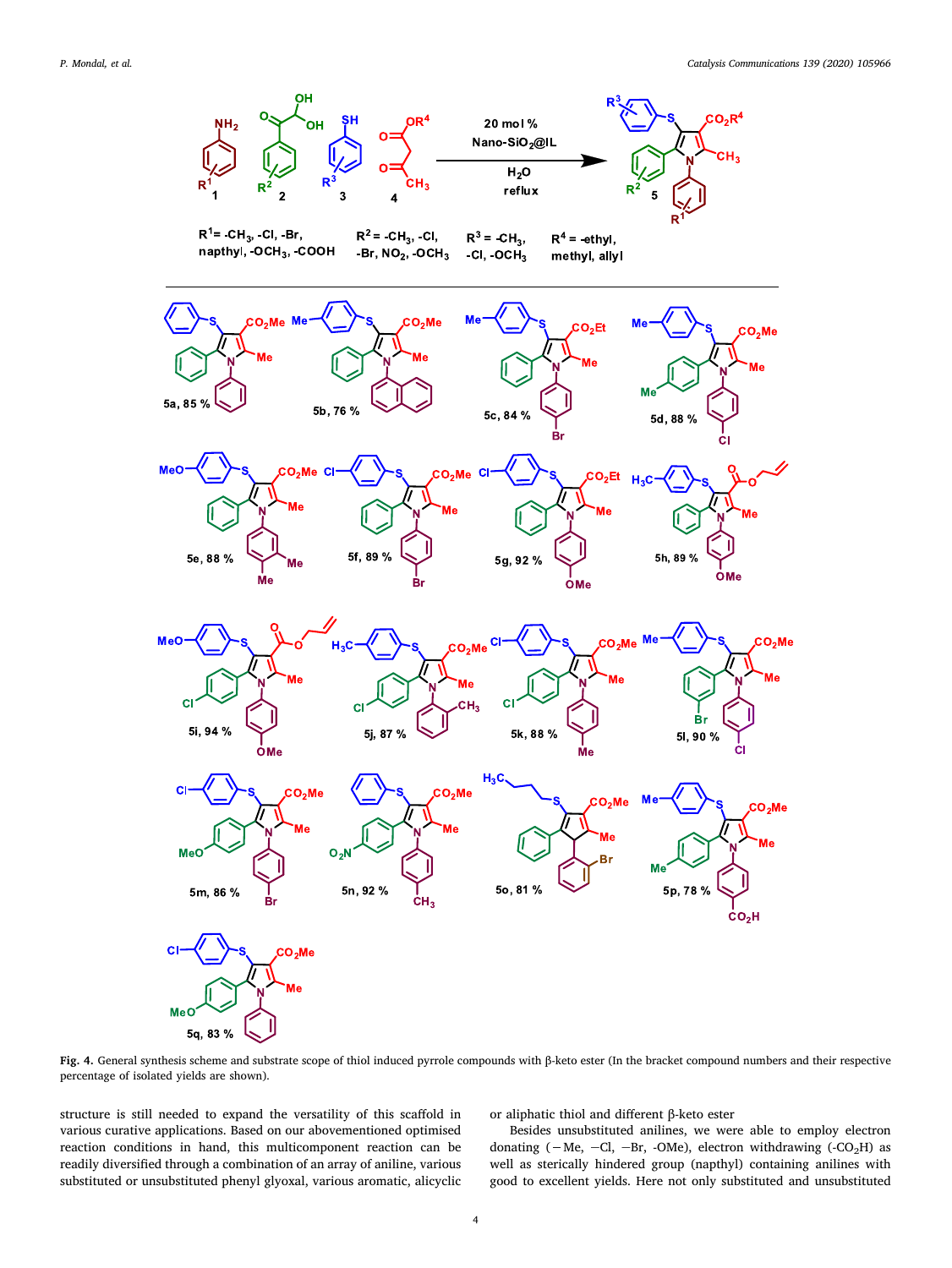**Fig. 4.** General synthesis scheme and substrate scope of thiol induced pyrrole compounds with β-keto ester (In the bracket compound numbers and their respective percentage of isolated yields are shown).

structure is still needed to expand the versatility of this scaffold in various curative applications. Based on our abovementioned optimised reaction conditions in hand, this multicomponent reaction can be readily diversified through a combination of an array of aniline, various substituted or unsubstituted phenyl glyoxal, various aromatic, alicyclic or aliphatic thiol and different β-keto ester

Besides unsubstituted anilines, we were able to employ electron donating (−Me, −Cl, −Br, -OMe), electron withdrawing (-$CO_2H$) as well as sterically hindered group (napthyl) containing anilines with good to excellent yields. Here not only substituted and unsubstituted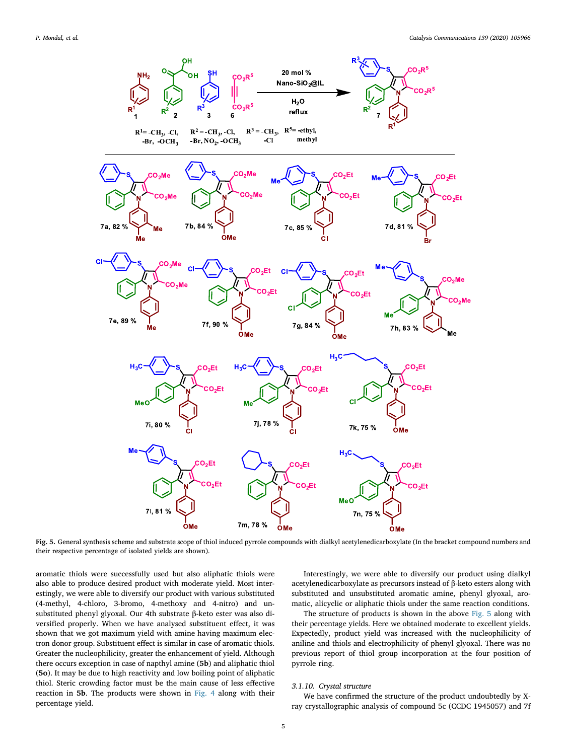**Fig. 5.** General synthesis scheme and substrate scope of thiol induced pyrrole compounds with dialkyl acetylenedicarboxylate (In the bracket compound numbers and their respective percentage of isolated yields are shown).

aromatic thiols were successfully used but also aliphatic thiols were also able to produce desired product with moderate yield. Most interestingly, we were able to diversify our product with various substituted (4-methyl, 4-chloro, 3-bromo, 4-methoxy and 4-nitro) and unsubstituted phenyl glyoxal. Our 4th substrate β-keto ester was also diversified properly. When we have analysed substituent effect, it was shown that we got maximum yield with amine having maximum electron donor group. Substituent effect is similar in case of aromatic thiols. Greater the nucleophilicity, greater the enhancement of yield. Although there occurs exception in case of napthyl amine (**5b**) and aliphatic thiol (**5o**). It may be due to high reactivity and low boiling point of aliphatic thiol. Steric crowding factor must be the main cause of less effective reaction in **5b**. The products were shown in Fig. 4 along with their percentage yield.

Interestingly, we were able to diversify our product using dialkyl acetylenedicarboxylate as precursors instead of β-keto esters along with substituted and unsubstituted aromatic amine, phenyl glyoxal, aromatic, alicyclic or aliphatic thiols under the same reaction conditions.

The structure of products is shown in the above Fig. 5 along with their percentage yields. Here we obtained moderate to excellent yields. Expectedly, product yield was increased with the nucleophilicity of aniline and thiols and electrophilicity of phenyl glyoxal. There was no previous report of thiol group incorporation at the four position of pyrrole ring.

### 3.1.10. Crystal structure

We have confirmed the structure of the product undoubtedly by X-ray crystallographic analysis of compound 5c (CCDC 1945057) and 7f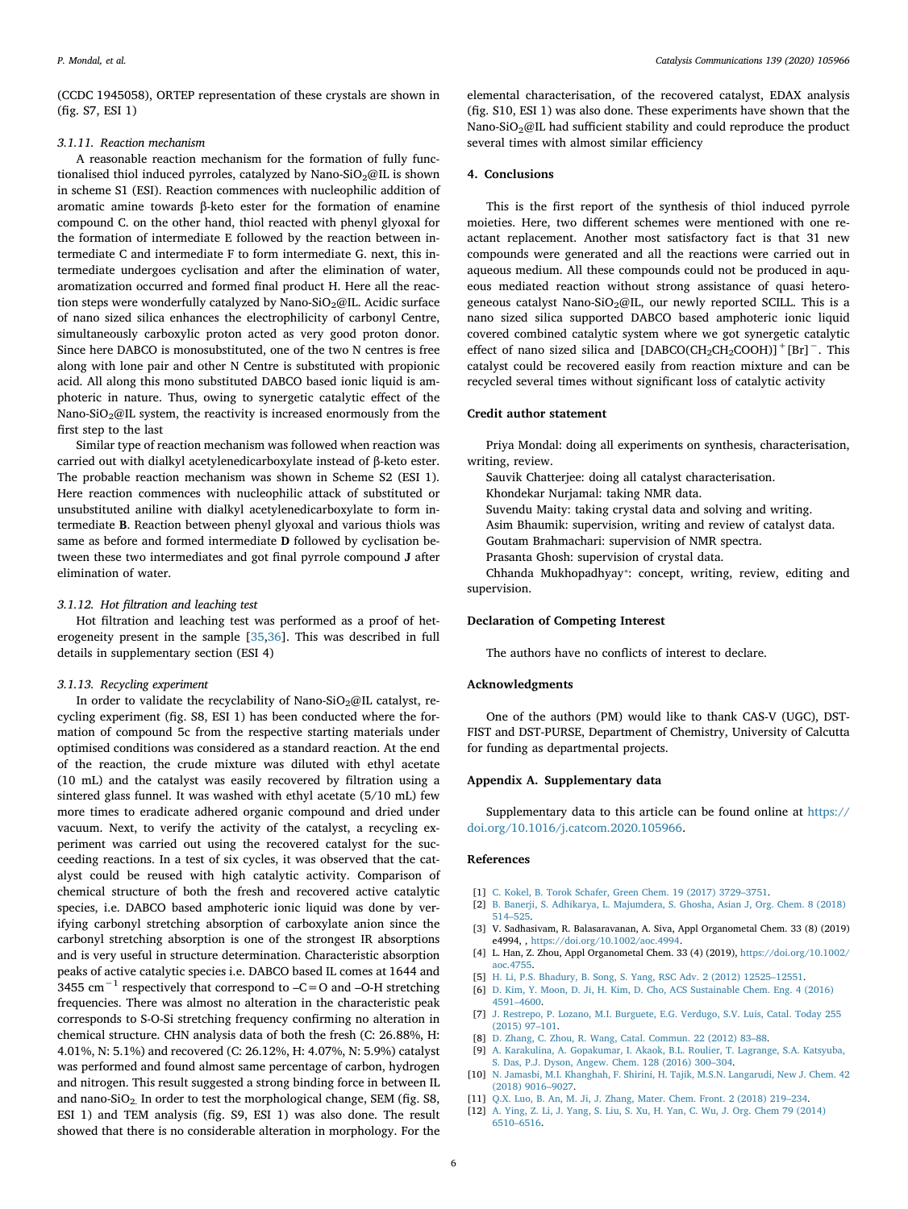(CCDC 1945058), ORTEP representation of these crystals are shown in (fig. S7, ESI 1)

### 3.1.11. Reaction mechanism

A reasonable reaction mechanism for the formation of fully functionalised thiol induced pyrroles, catalyzed by Nano-$SiO_2$@IL is shown in scheme S1 (ESI). Reaction commences with nucleophilic addition of aromatic amine towards β-keto ester for the formation of enamine compound C. on the other hand, thiol reacted with phenyl glyoxal for the formation of intermediate E followed by the reaction between intermediate C and intermediate F to form intermediate G. next, this intermediate undergoes cyclisation and after the elimination of water, aromatization occurred and formed final product H. Here all the reaction steps were wonderfully catalyzed by Nano-$SiO_2$@IL. Acidic surface of nano sized silica enhances the electrophilicity of carbonyl Centre, simultaneously carboxylic proton acted as very good proton donor. Since here DABCO is monosubstituted, one of the two N centres is free along with lone pair and other N Centre is substituted with propionic acid. All along this mono substituted DABCO based ionic liquid is amphoteric in nature. Thus, owing to synergetic catalytic effect of the Nano-$SiO_2$@IL system, the reactivity is increased enormously from the first step to the last

Similar type of reaction mechanism was followed when reaction was carried out with dialkyl acetylenedicarboxylate instead of β-keto ester. The probable reaction mechanism was shown in Scheme S2 (ESI 1). Here reaction commences with nucleophilic attack of substituted or unsubstituted aniline with dialkyl acetylenedicarboxylate to form intermediate **B**. Reaction between phenyl glyoxal and various thiols was same as before and formed intermediate **D** followed by cyclisation between these two intermediates and got final pyrrole compound **J** after elimination of water.

### 3.1.12. Hot filtration and leaching test

Hot filtration and leaching test was performed as a proof of heterogeneity present in the sample [35,36]. This was described in full details in supplementary section (ESI 4)

### 3.1.13. Recycling experiment

In order to validate the recyclability of Nano-$SiO_2$@IL catalyst, recycling experiment (fig. S8, ESI 1) has been conducted where the formation of compound 5c from the respective starting materials under optimised conditions was considered as a standard reaction. At the end of the reaction, the crude mixture was diluted with ethyl acetate (10 mL) and the catalyst was easily recovered by filtration using a sintered glass funnel. It was washed with ethyl acetate (5/10 mL) few more times to eradicate adhered organic compound and dried under vacuum. Next, to verify the activity of the catalyst, a recycling experiment was carried out using the recovered catalyst for the succeeding reactions. In a test of six cycles, it was observed that the catalyst could be reused with high catalytic activity. Comparison of chemical structure of both the fresh and recovered active catalytic species, i.e. DABCO based amphoteric ionic liquid was done by verifying carbonyl stretching absorption of carboxylate anion since the carbonyl stretching absorption is one of the strongest IR absorptions and is very useful in structure determination. Characteristic absorption peaks of active catalytic species i.e. DABCO based IL comes at 1644 and 3455 $cm^{-1}$ respectively that correspond to –C=O and –O-H stretching frequencies. There was almost no alteration in the characteristic peak corresponds to S-O-Si stretching frequency confirming no alteration in chemical structure. CHN analysis data of both the fresh (C: 26.88%, H: 4.01%, N: 5.1%) and recovered (C: 26.12%, H: 4.07%, N: 5.9%) catalyst was performed and found almost same percentage of carbon, hydrogen and nitrogen. This result suggested a strong binding force in between IL and nano-$SiO_2$. In order to test the morphological change, SEM (fig. S8, ESI 1) and TEM analysis (fig. S9, ESI 1) was also done. The result showed that there is no considerable alteration in morphology. For the elemental characterisation, of the recovered catalyst, EDAX analysis (fig. S10, ESI 1) was also done. These experiments have shown that the Nano-$SiO_2$@IL had sufficient stability and could reproduce the product several times with almost similar efficiency

## 4. Conclusions

This is the first report of the synthesis of thiol induced pyrrole moieties. Here, two different schemes were mentioned with one reactant replacement. Another most satisfactory fact is that 31 new compounds were generated and all the reactions were carried out in aqueous medium. All these compounds could not be produced in aqueous mediated reaction without strong assistance of quasi heterogeneous catalyst Nano-$SiO_2$@IL, our newly reported SCILL. This is a nano sized silica supported DABCO based amphoteric ionic liquid covered combined catalytic system where we got synergetic catalytic effect of nano sized silica and $[DABCO(CH_2CH_2COOH)]^+[Br]^-$. This catalyst could be recovered easily from reaction mixture and can be recycled several times without significant loss of catalytic activity

## Credit author statement

Priya Mondal: doing all experiments on synthesis, characterisation, writing, review.

Sauvik Chatterjee: doing all catalyst characterisation.

Khondekar Nurjamal: taking NMR data.

Suvendu Maity: taking crystal data and solving and writing.

Asim Bhaumik: supervision, writing and review of catalyst data.

Goutam Brahmachari: supervision of NMR spectra.

Prasanta Ghosh: supervision of crystal data.

Chhanda Mukhopadhyay*: concept, writing, review, editing and supervision.

## Declaration of Competing Interest

The authors have no conflicts of interest to declare.

## Acknowledgments

One of the authors (PM) would like to thank CAS-V (UGC), DST-FIST and DST-PURSE, Department of Chemistry, University of Calcutta for funding as departmental projects.

## Appendix A. Supplementary data

Supplementary data to this article can be found online at https://doi.org/10.1016/j.catcom.2020.105966.

## References

[1] C. Kokel, B. Torok Schafer, Green Chem. 19 (2017) 3729–3751.
[2] B. Banerji, S. Adhikarya, L. Majumdera, S. Ghosha, Asian J, Org. Chem. 8 (2018) 514–525.
[3] V. Sadhasivam, R. Balasaravanan, A. Siva, Appl Organometal Chem. 33 (8) (2019) e4994, , https://doi.org/10.1002/aoc.4994.
[4] L. Han, Z. Zhou, Appl Organometal Chem. 33 (4) (2019), https://doi.org/10.1002/aoc.4755.
[5] H. Li, P.S. Bhadury, B. Song, S. Yang, RSC Adv. 2 (2012) 12525–12551.
[6] D. Kim, Y. Moon, D. Ji, H. Kim, D. Cho, ACS Sustainable Chem. Eng. 4 (2016) 4591–4600.
[7] J. Restrepo, P. Lozano, M.I. Burguete, E.G. Verdugo, S.V. Luis, Catal. Today 255 (2015) 97–101.
[8] D. Zhang, C. Zhou, R. Wang, Catal. Commun. 22 (2012) 83–88.
[9] A. Karakulina, A. Gopakumar, I. Akaok, B.L. Roulier, T. Lagrange, S.A. Katsyuba, S. Das, P.J. Dyson, Angew. Chem. 128 (2016) 300–304.
[10] N. Jamasbi, M.I. Khanghah, F. Shirini, H. Tajik, M.S.N. Langarudi, New J. Chem. 42 (2018) 9016–9027.
[11] Q.X. Luo, B. An, M. Ji, J. Zhang, Mater. Chem. Front. 2 (2018) 219–234.
[12] A. Ying, Z. Li, J. Yang, S. Liu, S. Xu, H. Yan, C. Wu, J. Org. Chem 79 (2014) 6510–6516.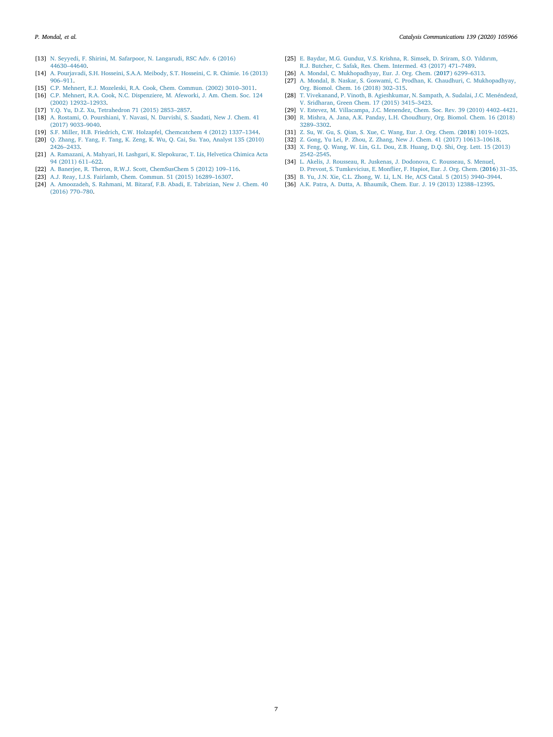[13] N. Seyyedi, F. Shirini, M. Safarpoor, N. Langarudi, RSC Adv. 6 (2016) 44630–44640.

[14] A. Pourjavadi, S.H. Hosseini, S.A.A. Meibody, S.T. Hosseini, C. R. Chimie. 16 (2013) 906–911.

[15] C.P. Mehnert, E.J. Mozeleski, R.A. Cook, Chem. Commun. (2002) 3010–3011.

[16] C.P. Mehnert, R.A. Cook, N.C. Dispenziere, M. Afeworki, J. Am. Chem. Soc. 124 (2002) 12932–12933.

[17] Y.Q. Yu, D.Z. Xu, Tetrahedron 71 (2015) 2853–2857.

[18] A. Rostami, O. Pourshiani, Y. Navasi, N. Darvishi, S. Saadati, New J. Chem. 41 (2017) 9033–9040.

[19] S.F. Miller, H.B. Friedrich, C.W. Holzapfel, Chemcatchem 4 (2012) 1337–1344.

[20] Q. Zhang, F. Yang, F. Tang, K. Zeng, K. Wu, Q. Cai, Su. Yao, Analyst 135 (2010) 2426–2433.

[21] A. Ramazani, A. Mahyari, H. Lashgari, K. Slepokurac, T. Lis, Helvetica Chimica Acta 94 (2011) 611–622.

[22] A. Banerjee, R. Theron, R.W.J. Scott, ChemSusChem 5 (2012) 109–116.

[23] A.J. Reay, I.J.S. Fairlamb, Chem. Commun. 51 (2015) 16289–16307.

[24] A. Amoozadeh, S. Rahmani, M. Bitaraf, F.B. Abadi, E. Tabrizian, New J. Chem. 40 (2016) 770–780.

[25] E. Baydar, M.G. Gunduz, V.S. Krishna, R. Simsek, D. Sriram, S.O. Yıldırım, R.J. Butcher, C. Safak, Res. Chem. Intermed. 43 (2017) 471–7489.

[26] A. Mondal, C. Mukhopadhyay, Eur. J. Org. Chem. (**2017**) 6299–6313.

[27] A. Mondal, B. Naskar, S. Goswami, C. Prodhan, K. Chaudhuri, C. Mukhopadhyay, Org. Biomol. Chem. 16 (2018) 302–315.

[28] T. Vivekanand, P. Vinoth, B. Agieshkumar, N. Sampath, A. Sudalai, J.C. Menéndezd, V. Sridharan, Green Chem. 17 (2015) 3415–3423.

[29] V. Estevez, M. Villacampa, J.C. Menendez, Chem. Soc. Rev. 39 (2010) 4402–4421.

[30] R. Mishra, A. Jana, A.K. Panday, L.H. Choudhury, Org. Biomol. Chem. 16 (2018) 3289–3302.

[31] Z. Su, W. Gu, S. Qian, S. Xue, C. Wang, Eur. J. Org. Chem. (**2018**) 1019–1025.

[32] Z. Gong, Yu Lei, P. Zhou, Z. Zhang, New J. Chem. 41 (2017) 10613–10618.

[33] X. Feng, Q. Wang, W. Lin, G.L. Dou, Z.B. Huang, D.Q. Shi, Org. Lett. 15 (2013) 2542–2545.

[34] L. Akelis, J. Rousseau, R. Juskenas, J. Dodonova, C. Rousseau, S. Menuel, D. Prevost, S. Tumkevicius, E. Monflier, F. Hapiot, Eur. J. Org. Chem. (**2016**) 31–35.

[35] B. Yu, J.N. Xie, C.L. Zhong, W. Li, L.N. He, ACS Catal. 5 (2015) 3940–3944.

[36] A.K. Patra, A. Dutta, A. Bhaumik, Chem. Eur. J. 19 (2013) 12388–12395.